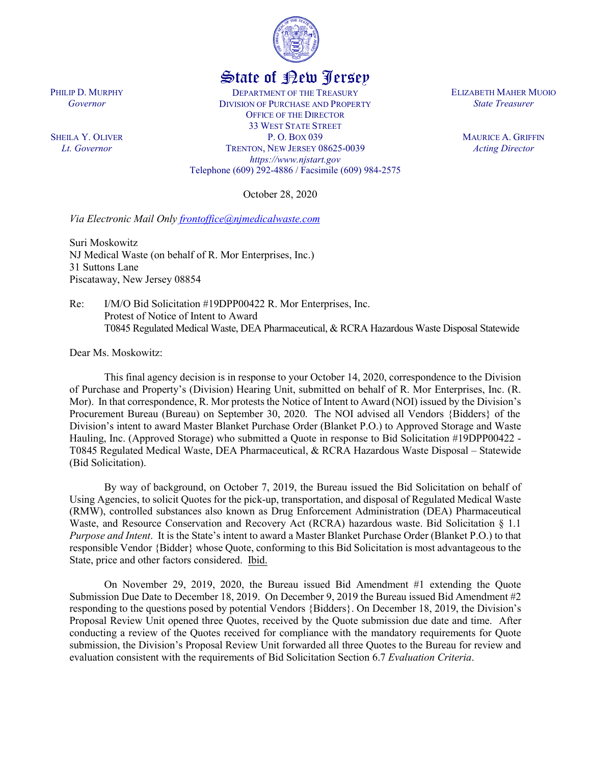# State of New Jersey

PHILIP D. MURPHY
*Governor*

SHEILA Y. OLIVER
*Lt. Governor*

DEPARTMENT OF THE TREASURY
DIVISION OF PURCHASE AND PROPERTY
OFFICE OF THE DIRECTOR
33 WEST STATE STREET
P. O. BOX 039
TRENTON, NEW JERSEY 08625-0039
*https://www.njstart.gov*
Telephone (609) 292-4886 / Facsimile (609) 984-2575

ELIZABETH MAHER MUOIO
*State Treasurer*

MAURICE A. GRIFFIN
*Acting Director*

October 28, 2020

*Via Electronic Mail Only* frontoffice@njmedicalwaste.com

Suri Moskowitz
NJ Medical Waste (on behalf of R. Mor Enterprises, Inc.)
31 Suttons Lane
Piscataway, New Jersey 08854

Re: I/M/O Bid Solicitation #19DPP00422 R. Mor Enterprises, Inc.
Protest of Notice of Intent to Award
T0845 Regulated Medical Waste, DEA Pharmaceutical, & RCRA Hazardous Waste Disposal Statewide

Dear Ms. Moskowitz:

This final agency decision is in response to your October 14, 2020, correspondence to the Division of Purchase and Property's (Division) Hearing Unit, submitted on behalf of R. Mor Enterprises, Inc. (R. Mor). In that correspondence, R. Mor protests the Notice of Intent to Award (NOI) issued by the Division's Procurement Bureau (Bureau) on September 30, 2020. The NOI advised all Vendors {Bidders} of the Division's intent to award Master Blanket Purchase Order (Blanket P.O.) to Approved Storage and Waste Hauling, Inc. (Approved Storage) who submitted a Quote in response to Bid Solicitation #19DPP00422 - T0845 Regulated Medical Waste, DEA Pharmaceutical, & RCRA Hazardous Waste Disposal – Statewide (Bid Solicitation).

By way of background, on October 7, 2019, the Bureau issued the Bid Solicitation on behalf of Using Agencies, to solicit Quotes for the pick-up, transportation, and disposal of Regulated Medical Waste (RMW), controlled substances also known as Drug Enforcement Administration (DEA) Pharmaceutical Waste, and Resource Conservation and Recovery Act (RCRA) hazardous waste. Bid Solicitation § 1.1 *Purpose and Intent*. It is the State's intent to award a Master Blanket Purchase Order (Blanket P.O.) to that responsible Vendor {Bidder} whose Quote, conforming to this Bid Solicitation is most advantageous to the State, price and other factors considered. Ibid.

On November 29, 2019, 2020, the Bureau issued Bid Amendment #1 extending the Quote Submission Due Date to December 18, 2019. On December 9, 2019 the Bureau issued Bid Amendment #2 responding to the questions posed by potential Vendors {Bidders}. On December 18, 2019, the Division's Proposal Review Unit opened three Quotes, received by the Quote submission due date and time. After conducting a review of the Quotes received for compliance with the mandatory requirements for Quote submission, the Division's Proposal Review Unit forwarded all three Quotes to the Bureau for review and evaluation consistent with the requirements of Bid Solicitation Section 6.7 *Evaluation Criteria*.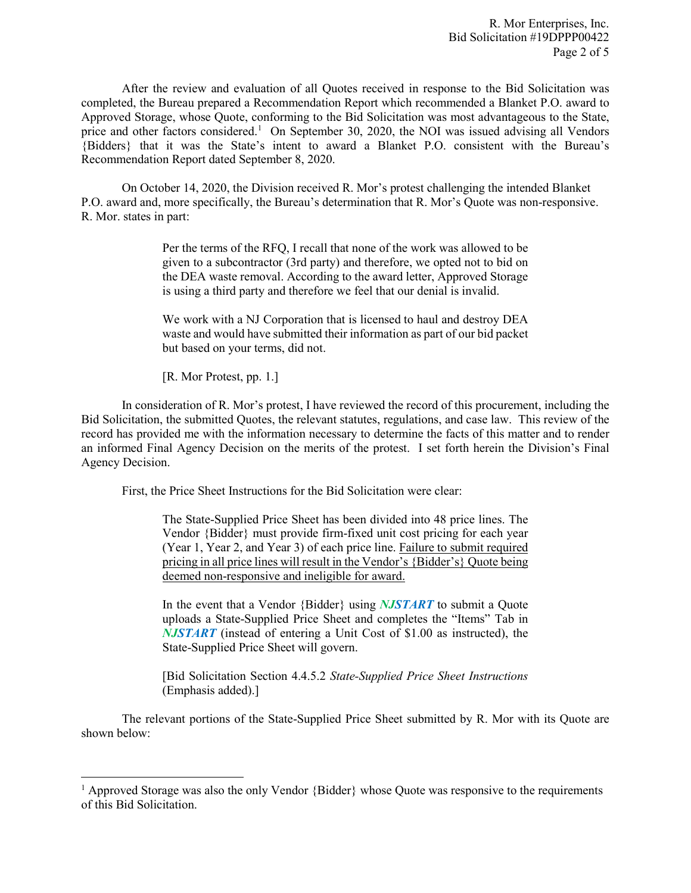After the review and evaluation of all Quotes received in response to the Bid Solicitation was completed, the Bureau prepared a Recommendation Report which recommended a Blanket P.O. award to Approved Storage, whose Quote, conforming to the Bid Solicitation was most advantageous to the State, price and other factors considered.[1] On September 30, 2020, the NOI was issued advising all Vendors {Bidders} that it was the State's intent to award a Blanket P.O. consistent with the Bureau's Recommendation Report dated September 8, 2020.

On October 14, 2020, the Division received R. Mor's protest challenging the intended Blanket P.O. award and, more specifically, the Bureau's determination that R. Mor's Quote was non-responsive. R. Mor. states in part:

> Per the terms of the RFQ, I recall that none of the work was allowed to be given to a subcontractor (3rd party) and therefore, we opted not to bid on the DEA waste removal. According to the award letter, Approved Storage is using a third party and therefore we feel that our denial is invalid.
>
> We work with a NJ Corporation that is licensed to haul and destroy DEA waste and would have submitted their information as part of our bid packet but based on your terms, did not.
>
> [R. Mor Protest, pp. 1.]

In consideration of R. Mor's protest, I have reviewed the record of this procurement, including the Bid Solicitation, the submitted Quotes, the relevant statutes, regulations, and case law. This review of the record has provided me with the information necessary to determine the facts of this matter and to render an informed Final Agency Decision on the merits of the protest. I set forth herein the Division's Final Agency Decision.

First, the Price Sheet Instructions for the Bid Solicitation were clear:

> The State-Supplied Price Sheet has been divided into 48 price lines. The Vendor {Bidder} must provide firm-fixed unit cost pricing for each year (Year 1, Year 2, and Year 3) of each price line. <u>Failure to submit required pricing in all price lines will result in the Vendor's {Bidder's} Quote being deemed non-responsive and ineligible for award.</u>
>
> In the event that a Vendor {Bidder} using ***NJSTART*** to submit a Quote uploads a State-Supplied Price Sheet and completes the "Items" Tab in ***NJSTART*** (instead of entering a Unit Cost of $1.00 as instructed), the State-Supplied Price Sheet will govern.
>
> [Bid Solicitation Section 4.4.5.2 *State-Supplied Price Sheet Instructions* (Emphasis added).]

The relevant portions of the State-Supplied Price Sheet submitted by R. Mor with its Quote are shown below:

[1] Approved Storage was also the only Vendor {Bidder} whose Quote was responsive to the requirements of this Bid Solicitation.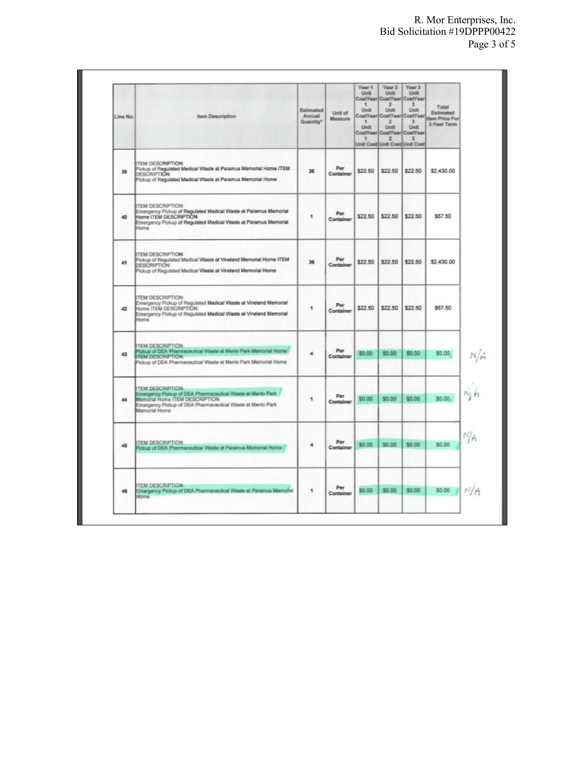| Line No. | Item Description | Estimated Annual Quantity* | Unit of Measure | Year 1 Unit CostYear 1 Unit CostYear 1 Unit CostYear 1 Unit Cost | Year 2 Unit CostYear 2 Unit CostYear 2 Unit CostYear 2 Unit Cost | Year 3 Unit CostYear 3 Unit CostYear 3 Unit CostYear 3 Unit Cost | Total Estimated Item Price For 3-Year Term | |
|---|---|---|---|---|---|---|---|---|
| 39 | ITEM DESCRIPTION: Pickup of Regulated Medical Waste at Paramus Memorial Home ITEM DESCRIPTION: Pickup of Regulated Medical Waste at Paramus Memorial Home | 36 | Per Container | $22.50 | $22.50 | $22.50 | $2,430.00 | |
| 40 | ITEM DESCRIPTION: Emergency Pickup of Regulated Medical Waste at Paramus Memorial Home ITEM DESCRIPTION: Emergency Pickup of Regulated Medical Waste at Paramus Memorial Home | 1 | Per Container | $22.50 | $22.50 | $22.50 | $67.50 | |
| 41 | ITEM DESCRIPTION: Pickup of Regulated Medical Waste at Vineland Memorial Home ITEM DESCRIPTION: Pickup of Regulated Medical Waste at Vineland Memorial Home | 36 | Per Container | $22.50 | $22.50 | $22.50 | $2,430.00 | |
| 42 | ITEM DESCRIPTION: Emergency Pickup of Regulated Medical Waste at Vineland Memorial Home ITEM DESCRIPTION: Emergency Pickup of Regulated Medical Waste at Vineland Memorial Home | 1 | Per Container | $22.50 | $22.50 | $22.50 | $67.50 | |
| 43 | ITEM DESCRIPTION: Pickup of DEA Pharmaceutical Waste at Menlo Park Memorial Home ITEM DESCRIPTION: Pickup of DEA Pharmaceutical Waste at Menlo Park Memorial Home | 4 | Per Container | $0.00 | $0.00 | $0.00 | $0.00 | N/A |
| 44 | ITEM DESCRIPTION: Emergency Pickup of DEA Pharmaceutical Waste at Menlo Park Memorial Home ITEM DESCRIPTION: Emergency Pickup of DEA Pharmaceutical Waste at Menlo Park Memorial Home | 1 | Per Container | $0.00 | $0.00 | $0.00 | $0.00 | N/A |
| 45 | ITEM DESCRIPTION: Pickup of DEA Pharmaceutical Waste at Paramus Memorial Home | 4 | Per Container | $0.00 | $0.00 | $0.00 | $0.00 | N/A |
| 46 | ITEM DESCRIPTION: Emergency Pickup of DEA Pharmaceutical Waste at Paramus Memorial Home | 1 | Per Container | $0.00 | $0.00 | $0.00 | $0.00 | N/A |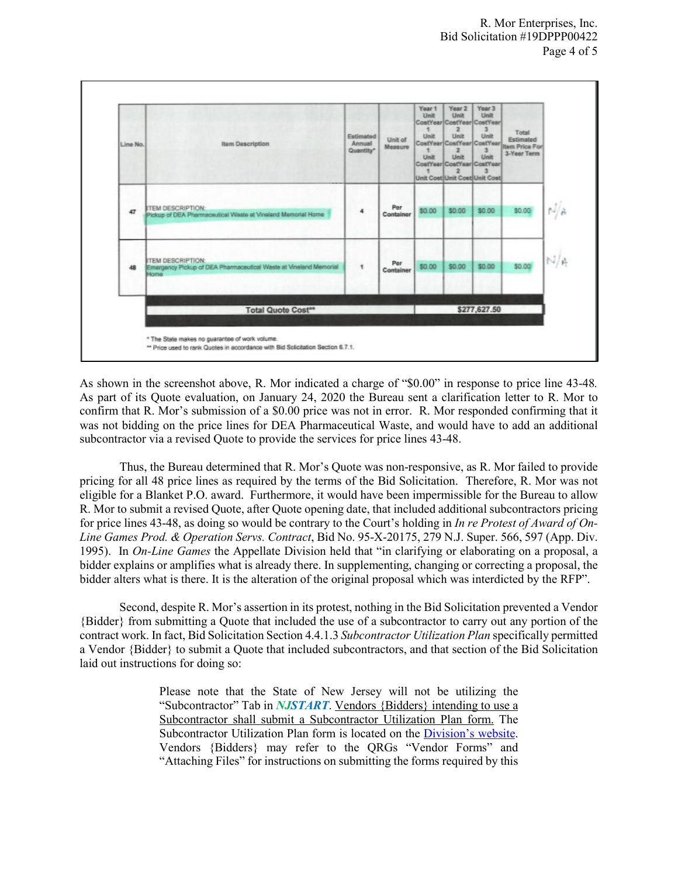| Line No. | Item Description | Estimated Annual Quantity* | Unit of Measure | Year 1 Unit CostYear 1 Unit CostYear 1 Unit CostYear 1 Unit Cost | Year 2 Unit CostYear 2 Unit CostYear 2 Unit CostYear 2 Unit Cost | Year 3 Unit CostYear 3 Unit CostYear 3 Unit CostYear 3 Unit Cost | Total Estimated Item Price For 3-Year Term | |
|---|---|---|---|---|---|---|---|---|
| 47 | ITEM DESCRIPTION: Pickup of DEA Pharmaceutical Waste at Vineland Memorial Home | 4 | Per Container | $0.00 | $0.00 | $0.00 | $0.00 | N/A |
| 48 | ITEM DESCRIPTION: Emergency Pickup of DEA Pharmaceutical Waste at Vineland Memorial Home | 1 | Per Container | $0.00 | $0.00 | $0.00 | $0.00 | N/A |
| | Total Quote Cost** | | | $277,627.50 | | | | |

\* The State makes no guarantee of work volume.
\*\* Price used to rank Quotes in accordance with Bid Solicitation Section 6.7.1.

As shown in the screenshot above, R. Mor indicated a charge of "$0.00" in response to price line 43-48. As part of its Quote evaluation, on January 24, 2020 the Bureau sent a clarification letter to R. Mor to confirm that R. Mor's submission of a $0.00 price was not in error. R. Mor responded confirming that it was not bidding on the price lines for DEA Pharmaceutical Waste, and would have to add an additional subcontractor via a revised Quote to provide the services for price lines 43-48.

Thus, the Bureau determined that R. Mor's Quote was non-responsive, as R. Mor failed to provide pricing for all 48 price lines as required by the terms of the Bid Solicitation. Therefore, R. Mor was not eligible for a Blanket P.O. award. Furthermore, it would have been impermissible for the Bureau to allow R. Mor to submit a revised Quote, after Quote opening date, that included additional subcontractors pricing for price lines 43-48, as doing so would be contrary to the Court's holding in *In re Protest of Award of On-Line Games Prod. & Operation Servs. Contract*, Bid No. 95-X-20175, 279 N.J. Super. 566, 597 (App. Div. 1995). In *On-Line Games* the Appellate Division held that "in clarifying or elaborating on a proposal, a bidder explains or amplifies what is already there. In supplementing, changing or correcting a proposal, the bidder alters what is there. It is the alteration of the original proposal which was interdicted by the RFP".

Second, despite R. Mor's assertion in its protest, nothing in the Bid Solicitation prevented a Vendor {Bidder} from submitting a Quote that included the use of a subcontractor to carry out any portion of the contract work. In fact, Bid Solicitation Section 4.4.1.3 *Subcontractor Utilization Plan* specifically permitted a Vendor {Bidder} to submit a Quote that included subcontractors, and that section of the Bid Solicitation laid out instructions for doing so:

> Please note that the State of New Jersey will not be utilizing the "Subcontractor" Tab in ***NJSTART***. Vendors {Bidders} intending to use a Subcontractor shall submit a Subcontractor Utilization Plan form. The Subcontractor Utilization Plan form is located on the Division's website. Vendors {Bidders} may refer to the QRGs "Vendor Forms" and "Attaching Files" for instructions on submitting the forms required by this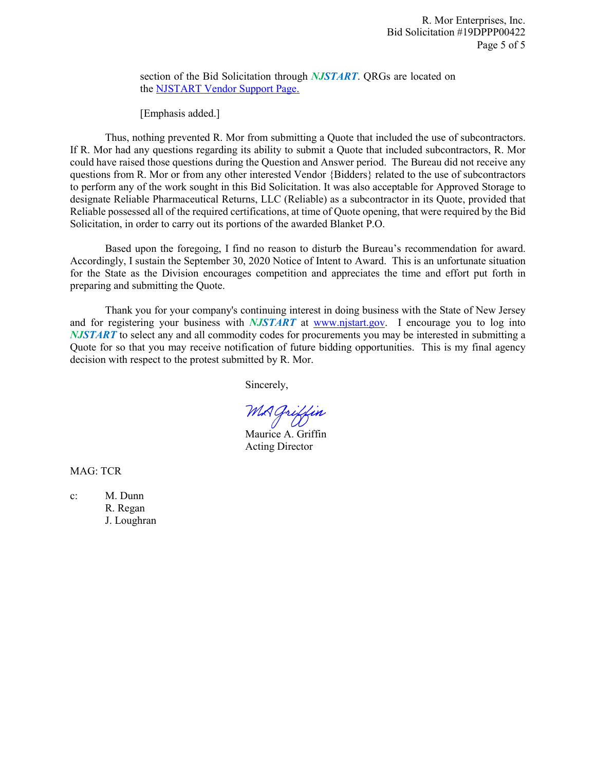section of the Bid Solicitation through ***NJSTART***. QRGs are located on the NJSTART Vendor Support Page.

[Emphasis added.]

Thus, nothing prevented R. Mor from submitting a Quote that included the use of subcontractors. If R. Mor had any questions regarding its ability to submit a Quote that included subcontractors, R. Mor could have raised those questions during the Question and Answer period. The Bureau did not receive any questions from R. Mor or from any other interested Vendor {Bidders} related to the use of subcontractors to perform any of the work sought in this Bid Solicitation. It was also acceptable for Approved Storage to designate Reliable Pharmaceutical Returns, LLC (Reliable) as a subcontractor in its Quote, provided that Reliable possessed all of the required certifications, at time of Quote opening, that were required by the Bid Solicitation, in order to carry out its portions of the awarded Blanket P.O.

Based upon the foregoing, I find no reason to disturb the Bureau's recommendation for award. Accordingly, I sustain the September 30, 2020 Notice of Intent to Award. This is an unfortunate situation for the State as the Division encourages competition and appreciates the time and effort put forth in preparing and submitting the Quote.

Thank you for your company's continuing interest in doing business with the State of New Jersey and for registering your business with ***NJSTART*** at www.njstart.gov. I encourage you to log into ***NJSTART*** to select any and all commodity codes for procurements you may be interested in submitting a Quote for so that you may receive notification of future bidding opportunities. This is my final agency decision with respect to the protest submitted by R. Mor.

Sincerely,

MA Griffin

Maurice A. Griffin
Acting Director

MAG: TCR

c: M. Dunn
R. Regan
J. Loughran